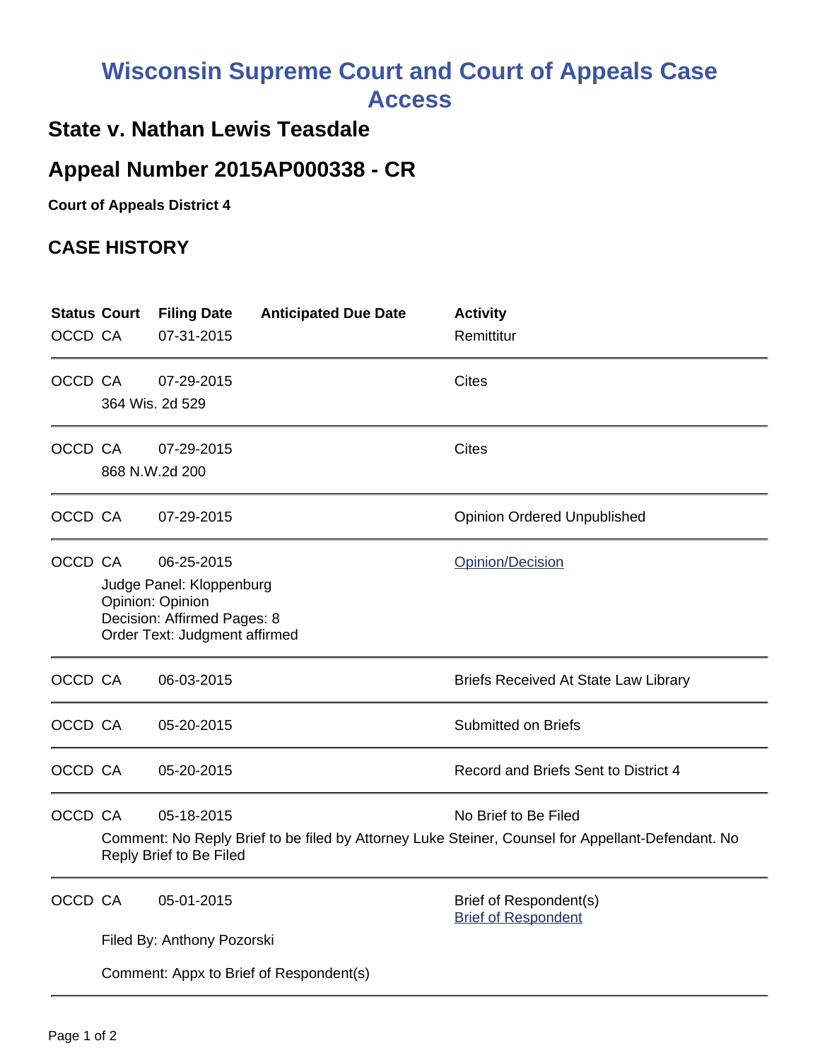# Wisconsin Supreme Court and Court of Appeals Case Access

## State v. Nathan Lewis Teasdale

## Appeal Number 2015AP000338 - CR

**Court of Appeals District 4**

## CASE HISTORY

| Status | Court | Filing Date | Anticipated Due Date | Activity |
|---|---|---|---|---|
| OCCD | CA | 07-31-2015 | | Remittitur |
| OCCD | CA | 07-29-2015 | | Cites |
| | 364 Wis. 2d 529 | | | |
| OCCD | CA | 07-29-2015 | | Cites |
| | 868 N.W.2d 200 | | | |
| OCCD | CA | 07-29-2015 | | Opinion Ordered Unpublished |
| OCCD | CA | 06-25-2015 | | Opinion/Decision |
| | Judge Panel: Kloppenburg<br>Opinion: Opinion<br>Decision: Affirmed Pages: 8<br>Order Text: Judgment affirmed | | | |
| OCCD | CA | 06-03-2015 | | Briefs Received At State Law Library |
| OCCD | CA | 05-20-2015 | | Submitted on Briefs |
| OCCD | CA | 05-20-2015 | | Record and Briefs Sent to District 4 |
| OCCD | CA | 05-18-2015 | | No Brief to Be Filed |
| | Comment: No Reply Brief to be filed by Attorney Luke Steiner, Counsel for Appellant-Defendant. No Reply Brief to Be Filed | | | |
| OCCD | CA | 05-01-2015 | | Brief of Respondent(s)<br>Brief of Respondent |
| | Filed By: Anthony Pozorski<br><br>Comment: Appx to Brief of Respondent(s) | | | |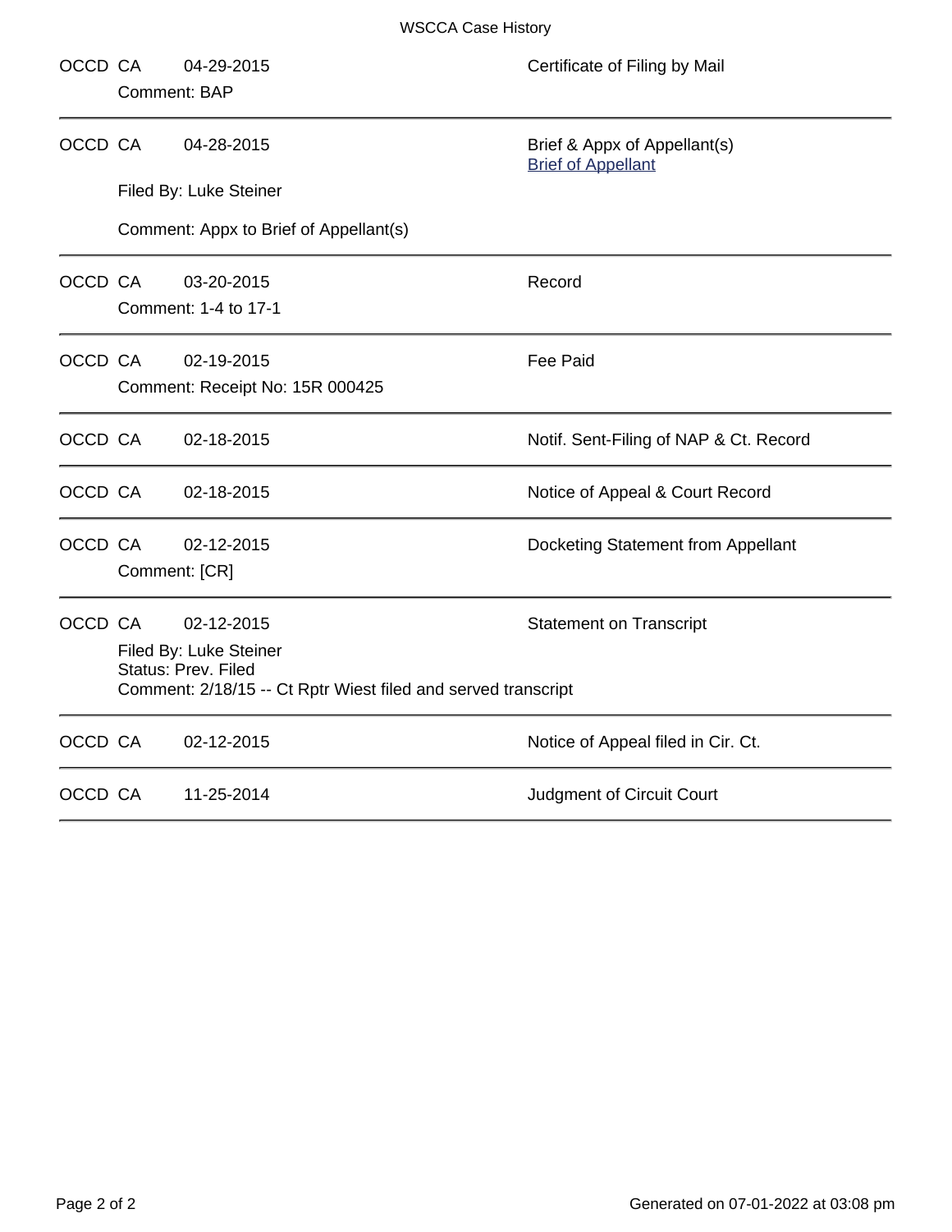| | | | |
|---|---|---|---|
| OCCD | CA | 04-29-2015 | Certificate of Filing by Mail |
| | Comment: BAP | | |
| OCCD | CA | 04-28-2015 | Brief & Appx of Appellant(s) Brief of Appellant |
| | Filed By: Luke Steiner | | |
| | Comment: Appx to Brief of Appellant(s) | | |
| OCCD | CA | 03-20-2015 | Record |
| | Comment: 1-4 to 17-1 | | |
| OCCD | CA | 02-19-2015 | Fee Paid |
| | Comment: Receipt No: 15R 000425 | | |
| OCCD | CA | 02-18-2015 | Notif. Sent-Filing of NAP & Ct. Record |
| OCCD | CA | 02-18-2015 | Notice of Appeal & Court Record |
| OCCD | CA | 02-12-2015 | Docketing Statement from Appellant |
| | Comment: [CR] | | |
| OCCD | CA | 02-12-2015 | Statement on Transcript |
| | Filed By: Luke Steiner<br>Status: Prev. Filed<br>Comment: 2/18/15 -- Ct Rptr Wiest filed and served transcript | | |
| OCCD | CA | 02-12-2015 | Notice of Appeal filed in Cir. Ct. |
| OCCD | CA | 11-25-2014 | Judgment of Circuit Court |

Generated on 07-01-2022 at 03:08 pm